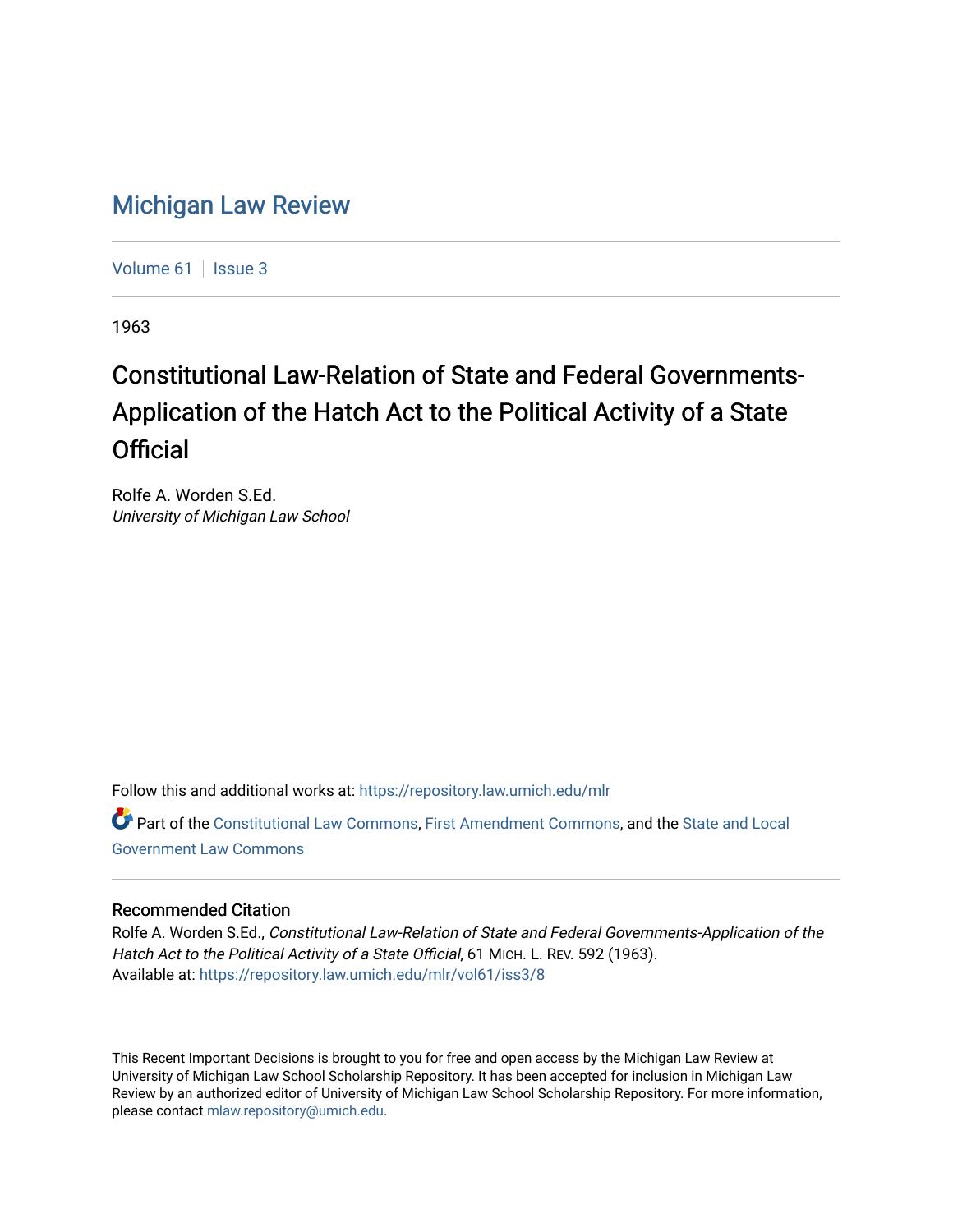# Michigan Law Review

Volume 61 | Issue 3

1963

## Constitutional Law-Relation of State and Federal Governments-Application of the Hatch Act to the Political Activity of a State Official

Rolfe A. Worden S.Ed.
*University of Michigan Law School*

Follow this and additional works at: https://repository.law.umich.edu/mlr

Part of the Constitutional Law Commons, First Amendment Commons, and the State and Local Government Law Commons

### Recommended Citation

Rolfe A. Worden S.Ed., *Constitutional Law-Relation of State and Federal Governments-Application of the Hatch Act to the Political Activity of a State Official*, 61 MICH. L. REV. 592 (1963).
Available at: https://repository.law.umich.edu/mlr/vol61/iss3/8

This Recent Important Decisions is brought to you for free and open access by the Michigan Law Review at University of Michigan Law School Scholarship Repository. It has been accepted for inclusion in Michigan Law Review by an authorized editor of University of Michigan Law School Scholarship Repository. For more information, please contact mlaw.repository@umich.edu.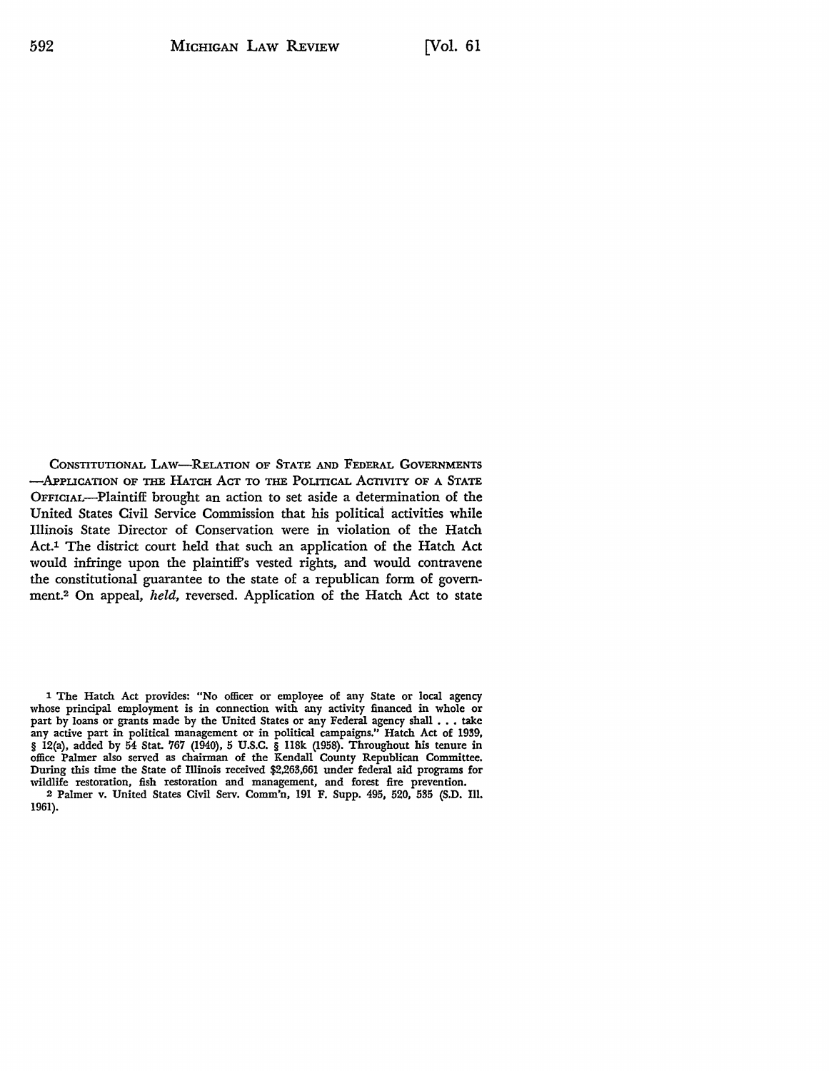CONSTITUTIONAL LAW—RELATION OF STATE AND FEDERAL GOVERNMENTS—APPLICATION OF THE HATCH ACT TO THE POLITICAL ACTIVITY OF A STATE OFFICIAL—Plaintiff brought an action to set aside a determination of the United States Civil Service Commission that his political activities while Illinois State Director of Conservation were in violation of the Hatch Act.[1] The district court held that such an application of the Hatch Act would infringe upon the plaintiff's vested rights, and would contravene the constitutional guarantee to the state of a republican form of government.[2] On appeal, *held,* reversed. Application of the Hatch Act to state

---

[1] The Hatch Act provides: "No officer or employee of any State or local agency whose principal employment is in connection with any activity financed in whole or part by loans or grants made by the United States or any Federal agency shall . . . take any active part in political management or in political campaigns." Hatch Act of 1939, § 12(a), added by 54 Stat. 767 (1940), 5 U.S.C. § 118k (1958). Throughout his tenure in office Palmer also served as chairman of the Kendall County Republican Committee. During this time the State of Illinois received $2,263,661 under federal aid programs for wildlife restoration, fish restoration and management, and forest fire prevention.

[2] Palmer v. United States Civil Serv. Comm'n, 191 F. Supp. 495, 520, 535 (S.D. Ill. 1961).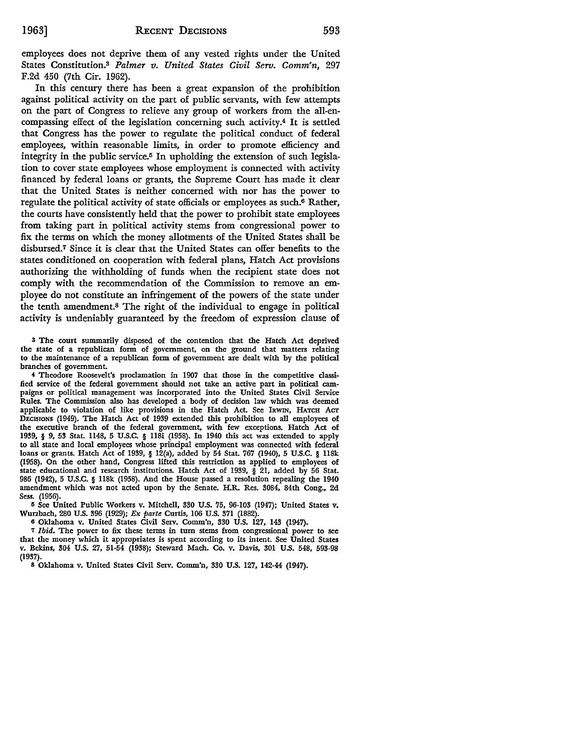employees does not deprive them of any vested rights under the United States Constitution.[3] *Palmer v. United States Civil Serv. Comm'n,* 297 F.2d 450 (7th Cir. 1962).

In this century there has been a great expansion of the prohibition against political activity on the part of public servants, with few attempts on the part of Congress to relieve any group of workers from the all-encompassing effect of the legislation concerning such activity.[4] It is settled that Congress has the power to regulate the political conduct of federal employees, within reasonable limits, in order to promote efficiency and integrity in the public service.[5] In upholding the extension of such legislation to cover state employees whose employment is connected with activity financed by federal loans or grants, the Supreme Court has made it clear that the United States is neither concerned with nor has the power to regulate the political activity of state officials or employees as such.[6] Rather, the courts have consistently held that the power to prohibit state employees from taking part in political activity stems from congressional power to fix the terms on which the money allotments of the United States shall be disbursed.[7] Since it is clear that the United States can offer benefits to the states conditioned on cooperation with federal plans, Hatch Act provisions authorizing the withholding of funds when the recipient state does not comply with the recommendation of the Commission to remove an employee do not constitute an infringement of the powers of the state under the tenth amendment.[8] The right of the individual to engage in political activity is undeniably guaranteed by the freedom of expression clause of

---

[3] The court summarily disposed of the contention that the Hatch Act deprived the state of a republican form of government, on the ground that matters relating to the maintenance of a republican form of government are dealt with by the political branches of government.

[4] Theodore Roosevelt's proclamation in 1907 that those in the competitive classified service of the federal government should not take an active part in political campaigns or political management was incorporated into the United States Civil Service Rules. The Commission also has developed a body of decision law which was deemed applicable to violation of like provisions in the Hatch Act. See IRWIN, HATCH ACT DECISIONS (1949). The Hatch Act of 1939 extended this prohibition to all employees of the executive branch of the federal government, with few exceptions. Hatch Act of 1939, § 9, 53 Stat. 1148, 5 U.S.C. § 118i (1958). In 1940 this act was extended to apply to all state and local employees whose principal employment was connected with federal loans or grants. Hatch Act of 1939, § 12(a), added by 54 Stat. 767 (1940), 5 U.S.C. § 118k (1958). On the other hand, Congress lifted this restriction as applied to employees of state educational and research institutions. Hatch Act of 1939, § 21, added by 56 Stat. 986 (1942), 5 U.S.C. § 118k (1958). And the House passed a resolution repealing the 1940 amendment which was not acted upon by the Senate. H.R. Res. 3084, 84th Cong., 2d Sess. (1956).

[5] See United Public Workers v. Mitchell, 330 U.S. 75, 96-103 (1947); United States v. Wurzbach, 280 U.S. 396 (1929); *Ex parte* Curtis, 106 U.S. 371 (1882).

[6] Oklahoma v. United States Civil Serv. Comm'n, 330 U.S. 127, 143 (1947).

[7] *Ibid.* The power to fix these terms in turn stems from congressional power to see that the money which it appropriates is spent according to its intent. See United States v. Bekins, 304 U.S. 27, 51-54 (1938); Steward Mach. Co. v. Davis, 301 U.S. 548, 593-98 (1937).

[8] Oklahoma v. United States Civil Serv. Comm'n, 330 U.S. 127, 142-44 (1947).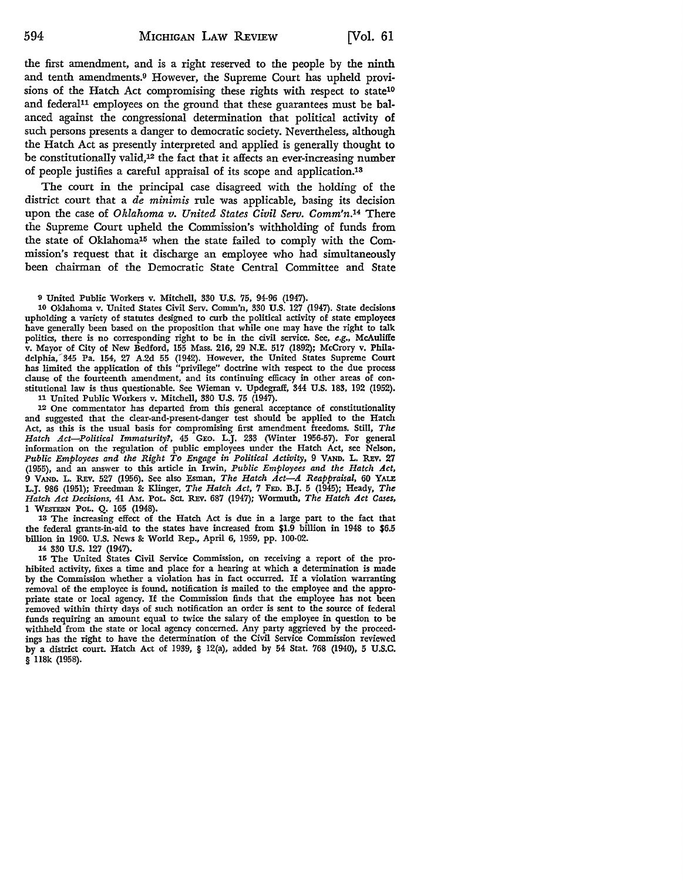the first amendment, and is a right reserved to the people by the ninth and tenth amendments.[9] However, the Supreme Court has upheld provisions of the Hatch Act compromising these rights with respect to state[10] and federal[11] employees on the ground that these guarantees must be balanced against the congressional determination that political activity of such persons presents a danger to democratic society. Nevertheless, although the Hatch Act as presently interpreted and applied is generally thought to be constitutionally valid,[12] the fact that it affects an ever-increasing number of people justifies a careful appraisal of its scope and application.[13]

The court in the principal case disagreed with the holding of the district court that a *de minimis* rule was applicable, basing its decision upon the case of *Oklahoma v. United States Civil Serv. Comm'n.*[14] There the Supreme Court upheld the Commission's withholding of funds from the state of Oklahoma[15] when the state failed to comply with the Commission's request that it discharge an employee who had simultaneously been chairman of the Democratic State Central Committee and State

---

[9] United Public Workers v. Mitchell, 330 U.S. 75, 94-96 (1947).

[10] Oklahoma v. United States Civil Serv. Comm'n, 330 U.S. 127 (1947). State decisions upholding a variety of statutes designed to curb the political activity of state employees have generally been based on the proposition that while one may have the right to talk politics, there is no corresponding right to be in the civil service. See, *e.g.*, McAuliffe v. Mayor of City of New Bedford, 155 Mass. 216, 29 N.E. 517 (1892); McCrory v. Philadelphia, 345 Pa. 154, 27 A.2d 55 (1942). However, the United States Supreme Court has limited the application of this "privilege" doctrine with respect to the due process clause of the fourteenth amendment, and its continuing efficacy in other areas of constitutional law is thus questionable. See Wieman v. Updegraff, 344 U.S. 183, 192 (1952).

[11] United Public Workers v. Mitchell, 330 U.S. 75 (1947).

[12] One commentator has departed from this general acceptance of constitutionality and suggested that the clear-and-present-danger test should be applied to the Hatch Act, as this is the usual basis for compromising first amendment freedoms. Still, *The Hatch Act—Political Immaturity?*, 45 GEO. L.J. 233 (Winter 1956-57). For general information on the regulation of public employees under the Hatch Act, see Nelson, *Public Employees and the Right To Engage in Political Activity*, 9 VAND. L. REV. 27 (1955), and an answer to this article in Irwin, *Public Employees and the Hatch Act*, 9 VAND. L. REV. 527 (1956). See also Esman, *The Hatch Act—A Reappraisal*, 60 YALE L.J. 986 (1951); Freedman & Klinger, *The Hatch Act*, 7 FED. B.J. 5 (1945); Heady, *The Hatch Act Decisions*, 41 AM. POL. SCI. REV. 687 (1947); Wormuth, *The Hatch Act Cases*, 1 WESTERN POL. Q. 165 (1948).

[13] The increasing effect of the Hatch Act is due in a large part to the fact that the federal grants-in-aid to the states have increased from $1.9 billion in 1948 to $6.5 billion in 1960. U.S. News & World Rep., April 6, 1959, pp. 100-02.

[14] 330 U.S. 127 (1947).

[15] The United States Civil Service Commission, on receiving a report of the prohibited activity, fixes a time and place for a hearing at which a determination is made by the Commission whether a violation has in fact occurred. If a violation warranting removal of the employee is found, notification is mailed to the employee and the appropriate state or local agency. If the Commission finds that the employee has not been removed within thirty days of such notification an order is sent to the source of federal funds requiring an amount equal to twice the salary of the employee in question to be withheld from the state or local agency concerned. Any party aggrieved by the proceedings has the right to have the determination of the Civil Service Commission reviewed by a district court. Hatch Act of 1939, § 12(a), added by 54 Stat. 768 (1940), 5 U.S.C. § 118k (1958).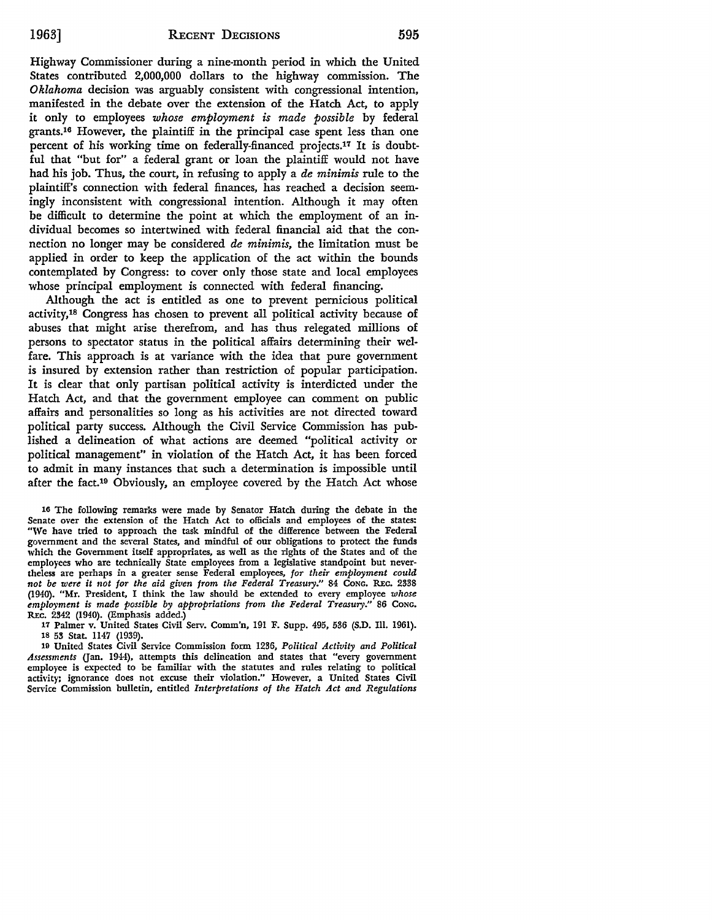Highway Commissioner during a nine-month period in which the United States contributed 2,000,000 dollars to the highway commission. The *Oklahoma* decision was arguably consistent with congressional intention, manifested in the debate over the extension of the Hatch Act, to apply it only to employees *whose employment is made possible* by federal grants.[16] However, the plaintiff in the principal case spent less than one percent of his working time on federally-financed projects.[17] It is doubtful that "but for" a federal grant or loan the plaintiff would not have had his job. Thus, the court, in refusing to apply a *de minimis* rule to the plaintiff's connection with federal finances, has reached a decision seemingly inconsistent with congressional intention. Although it may often be difficult to determine the point at which the employment of an individual becomes so intertwined with federal financial aid that the connection no longer may be considered *de minimis*, the limitation must be applied in order to keep the application of the act within the bounds contemplated by Congress: to cover only those state and local employees whose principal employment is connected with federal financing.

Although the act is entitled as one to prevent pernicious political activity,[18] Congress has chosen to prevent all political activity because of abuses that might arise therefrom, and has thus relegated millions of persons to spectator status in the political affairs determining their welfare. This approach is at variance with the idea that pure government is insured by extension rather than restriction of popular participation. It is clear that only partisan political activity is interdicted under the Hatch Act, and that the government employee can comment on public affairs and personalities so long as his activities are not directed toward political party success. Although the Civil Service Commission has published a delineation of what actions are deemed "political activity or political management" in violation of the Hatch Act, it has been forced to admit in many instances that such a determination is impossible until after the fact.[19] Obviously, an employee covered by the Hatch Act whose

---

[16] The following remarks were made by Senator Hatch during the debate in the Senate over the extension of the Hatch Act to officials and employees of the states: "We have tried to approach the task mindful of the difference between the Federal government and the several States, and mindful of our obligations to protect the funds which the Government itself appropriates, as well as the rights of the States and of the employees who are technically State employees from a legislative standpoint but nevertheless are perhaps in a greater sense Federal employees, *for their employment could not be were it not for the aid given from the Federal Treasury.*" 84 CONG. REC. 2338 (1940). "Mr. President, I think the law should be extended to every employee *whose employment is made possible by appropriations from the Federal Treasury.*" 86 CONG. REC. 2342 (1940). (Emphasis added.)

[17] Palmer v. United States Civil Serv. Comm'n, 191 F. Supp. 495, 536 (S.D. Ill. 1961).

[18] 53 Stat. 1147 (1939).

[19] United States Civil Service Commission form 1236, *Political Activity and Political Assessments* (Jan. 1944), attempts this delineation and states that "every government employee is expected to be familiar with the statutes and rules relating to political activity; ignorance does not excuse their violation." However, a United States Civil Service Commission bulletin, entitled *Interpretations of the Hatch Act and Regulations*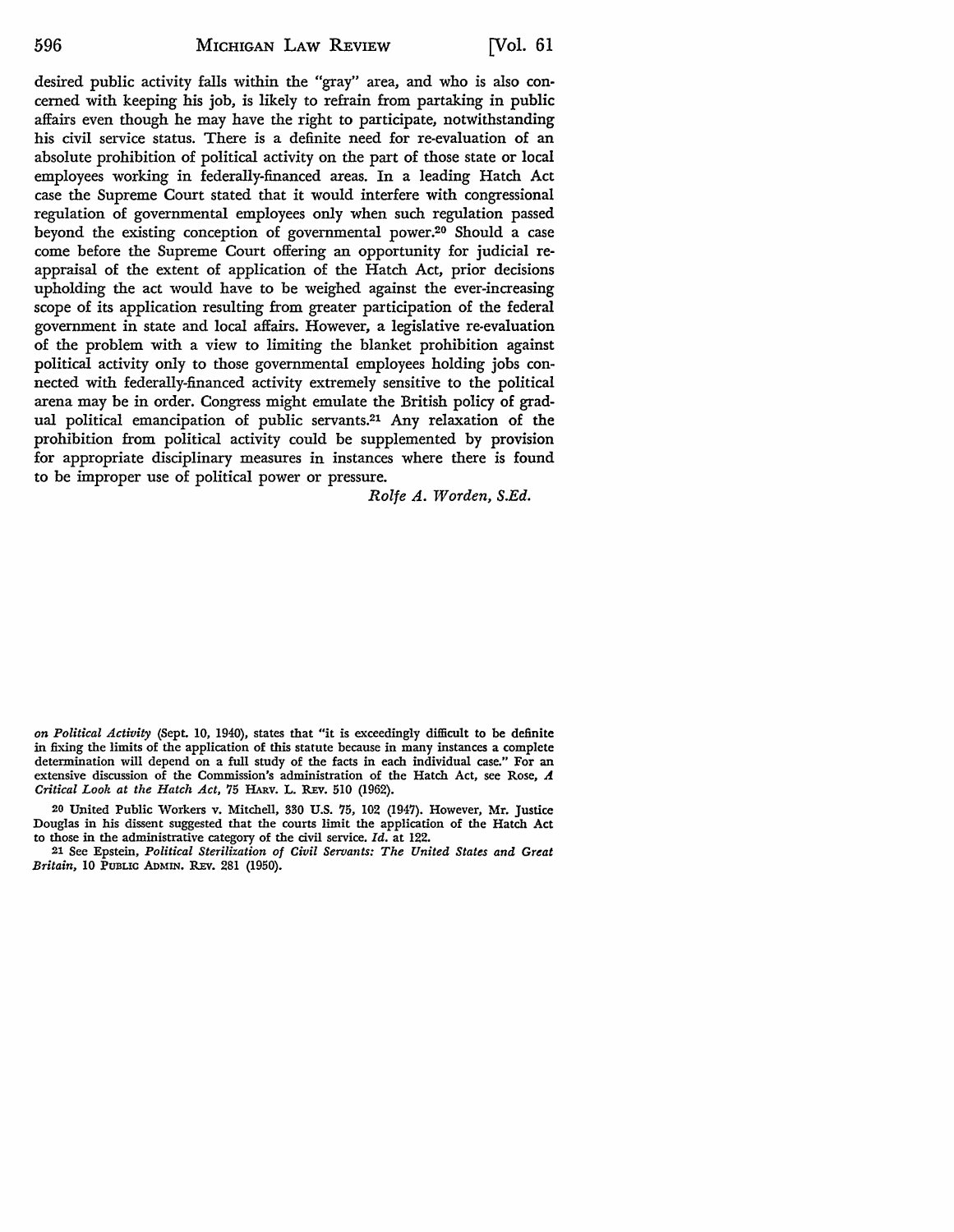desired public activity falls within the "gray" area, and who is also concerned with keeping his job, is likely to refrain from partaking in public affairs even though he may have the right to participate, notwithstanding his civil service status. There is a definite need for re-evaluation of an absolute prohibition of political activity on the part of those state or local employees working in federally-financed areas. In a leading Hatch Act case the Supreme Court stated that it would interfere with congressional regulation of governmental employees only when such regulation passed beyond the existing conception of governmental power.[20] Should a case come before the Supreme Court offering an opportunity for judicial reappraisal of the extent of application of the Hatch Act, prior decisions upholding the act would have to be weighed against the ever-increasing scope of its application resulting from greater participation of the federal government in state and local affairs. However, a legislative re-evaluation of the problem with a view to limiting the blanket prohibition against political activity only to those governmental employees holding jobs connected with federally-financed activity extremely sensitive to the political arena may be in order. Congress might emulate the British policy of gradual political emancipation of public servants.[21] Any relaxation of the prohibition from political activity could be supplemented by provision for appropriate disciplinary measures in instances where there is found to be improper use of political power or pressure.

*Rolfe A. Worden, S.Ed.*

---

*on Political Activity* (Sept. 10, 1940), states that "it is exceedingly difficult to be definite in fixing the limits of the application of this statute because in many instances a complete determination will depend on a full study of the facts in each individual case." For an extensive discussion of the Commission's administration of the Hatch Act, see Rose, *A Critical Look at the Hatch Act*, 75 HARV. L. REV. 510 (1962).

[20] United Public Workers v. Mitchell, 330 U.S. 75, 102 (1947). However, Mr. Justice Douglas in his dissent suggested that the courts limit the application of the Hatch Act to those in the administrative category of the civil service. *Id.* at 122.

[21] See Epstein, *Political Sterilization of Civil Servants: The United States and Great Britain*, 10 PUBLIC ADMIN. REV. 281 (1950).